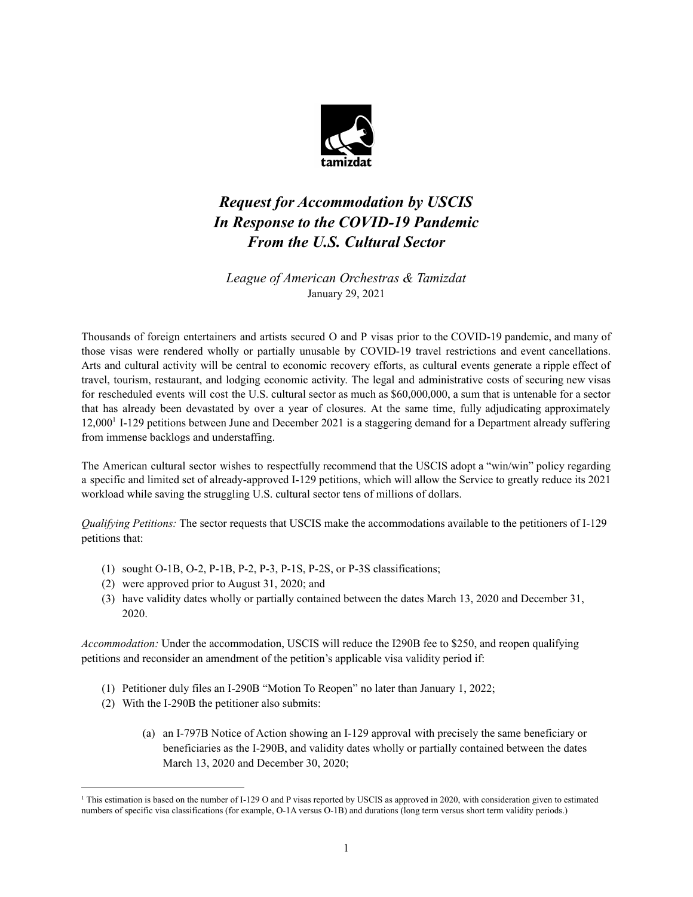tamizdat

# *Request for Accommodation by USCIS In Response to the COVID-19 Pandemic From the U.S. Cultural Sector*

*League of American Orchestras & Tamizdat*
January 29, 2021

Thousands of foreign entertainers and artists secured O and P visas prior to the COVID-19 pandemic, and many of those visas were rendered wholly or partially unusable by COVID-19 travel restrictions and event cancellations. Arts and cultural activity will be central to economic recovery efforts, as cultural events generate a ripple effect of travel, tourism, restaurant, and lodging economic activity. The legal and administrative costs of securing new visas for rescheduled events will cost the U.S. cultural sector as much as $60,000,000, a sum that is untenable for a sector that has already been devastated by over a year of closures. At the same time, fully adjudicating approximately 12,000[1] I-129 petitions between June and December 2021 is a staggering demand for a Department already suffering from immense backlogs and understaffing.

The American cultural sector wishes to respectfully recommend that the USCIS adopt a "win/win" policy regarding a specific and limited set of already-approved I-129 petitions, which will allow the Service to greatly reduce its 2021 workload while saving the struggling U.S. cultural sector tens of millions of dollars.

*Qualifying Petitions:* The sector requests that USCIS make the accommodations available to the petitioners of I-129 petitions that:

(1) sought O-1B, O-2, P-1B, P-2, P-3, P-1S, P-2S, or P-3S classifications;
(2) were approved prior to August 31, 2020; and
(3) have validity dates wholly or partially contained between the dates March 13, 2020 and December 31, 2020.

*Accommodation:* Under the accommodation, USCIS will reduce the I290B fee to $250, and reopen qualifying petitions and reconsider an amendment of the petition's applicable visa validity period if:

(1) Petitioner duly files an I-290B "Motion To Reopen" no later than January 1, 2022;
(2) With the I-290B the petitioner also submits:
    (a) an I-797B Notice of Action showing an I-129 approval with precisely the same beneficiary or beneficiaries as the I-290B, and validity dates wholly or partially contained between the dates March 13, 2020 and December 30, 2020;

[1] This estimation is based on the number of I-129 O and P visas reported by USCIS as approved in 2020, with consideration given to estimated numbers of specific visa classifications (for example, O-1A versus O-1B) and durations (long term versus short term validity periods.)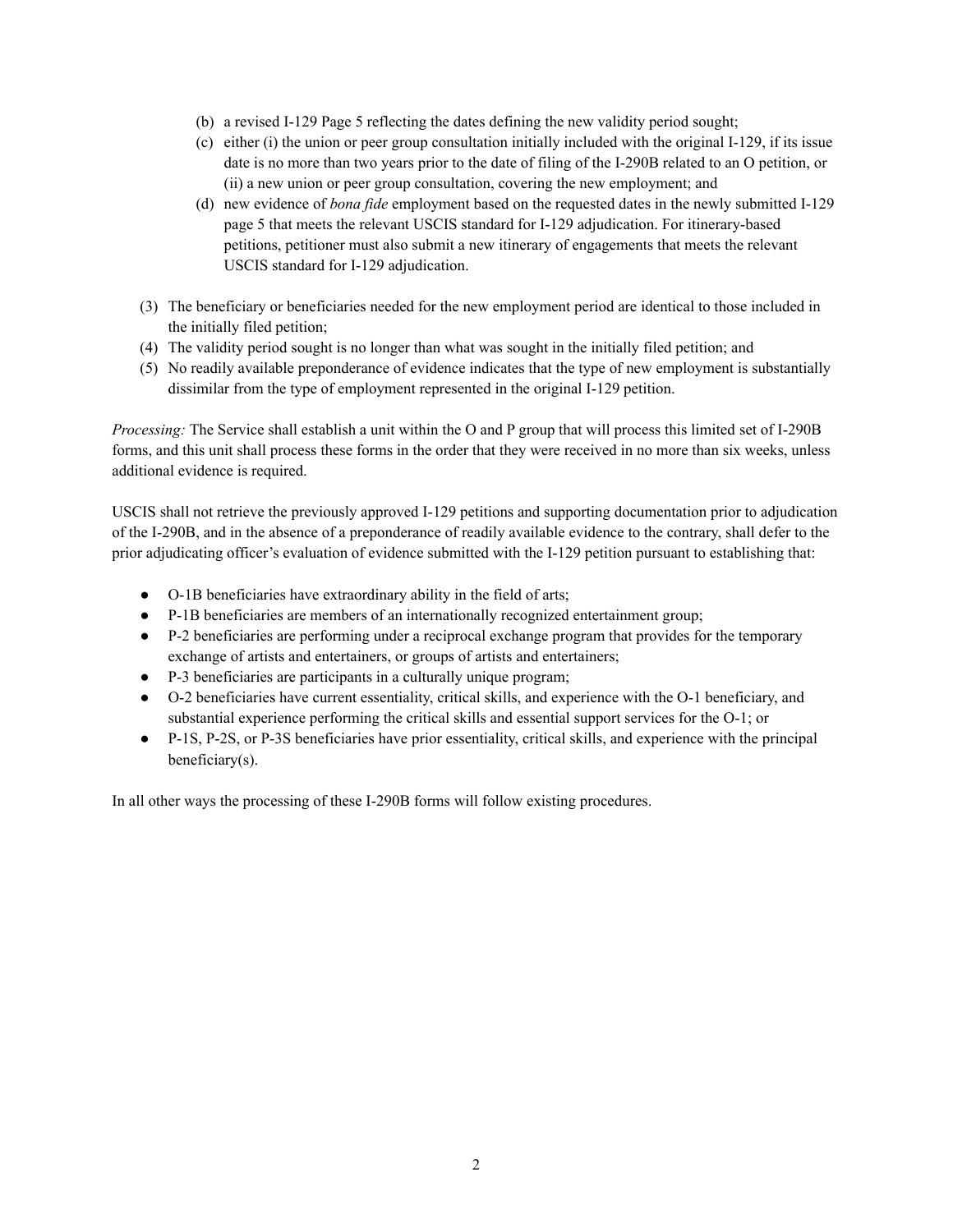(b) a revised I-129 Page 5 reflecting the dates defining the new validity period sought;
   (c) either (i) the union or peer group consultation initially included with the original I-129, if its issue date is no more than two years prior to the date of filing of the I-290B related to an O petition, or (ii) a new union or peer group consultation, covering the new employment; and
   (d) new evidence of *bona fide* employment based on the requested dates in the newly submitted I-129 page 5 that meets the relevant USCIS standard for I-129 adjudication. For itinerary-based petitions, petitioner must also submit a new itinerary of engagements that meets the relevant USCIS standard for I-129 adjudication.

(3) The beneficiary or beneficiaries needed for the new employment period are identical to those included in the initially filed petition;
(4) The validity period sought is no longer than what was sought in the initially filed petition; and
(5) No readily available preponderance of evidence indicates that the type of new employment is substantially dissimilar from the type of employment represented in the original I-129 petition.

*Processing:* The Service shall establish a unit within the O and P group that will process this limited set of I-290B forms, and this unit shall process these forms in the order that they were received in no more than six weeks, unless additional evidence is required.

USCIS shall not retrieve the previously approved I-129 petitions and supporting documentation prior to adjudication of the I-290B, and in the absence of a preponderance of readily available evidence to the contrary, shall defer to the prior adjudicating officer's evaluation of evidence submitted with the I-129 petition pursuant to establishing that:

- O-1B beneficiaries have extraordinary ability in the field of arts;
- P-1B beneficiaries are members of an internationally recognized entertainment group;
- P-2 beneficiaries are performing under a reciprocal exchange program that provides for the temporary exchange of artists and entertainers, or groups of artists and entertainers;
- P-3 beneficiaries are participants in a culturally unique program;
- O-2 beneficiaries have current essentiality, critical skills, and experience with the O-1 beneficiary, and substantial experience performing the critical skills and essential support services for the O-1; or
- P-1S, P-2S, or P-3S beneficiaries have prior essentiality, critical skills, and experience with the principal beneficiary(s).

In all other ways the processing of these I-290B forms will follow existing procedures.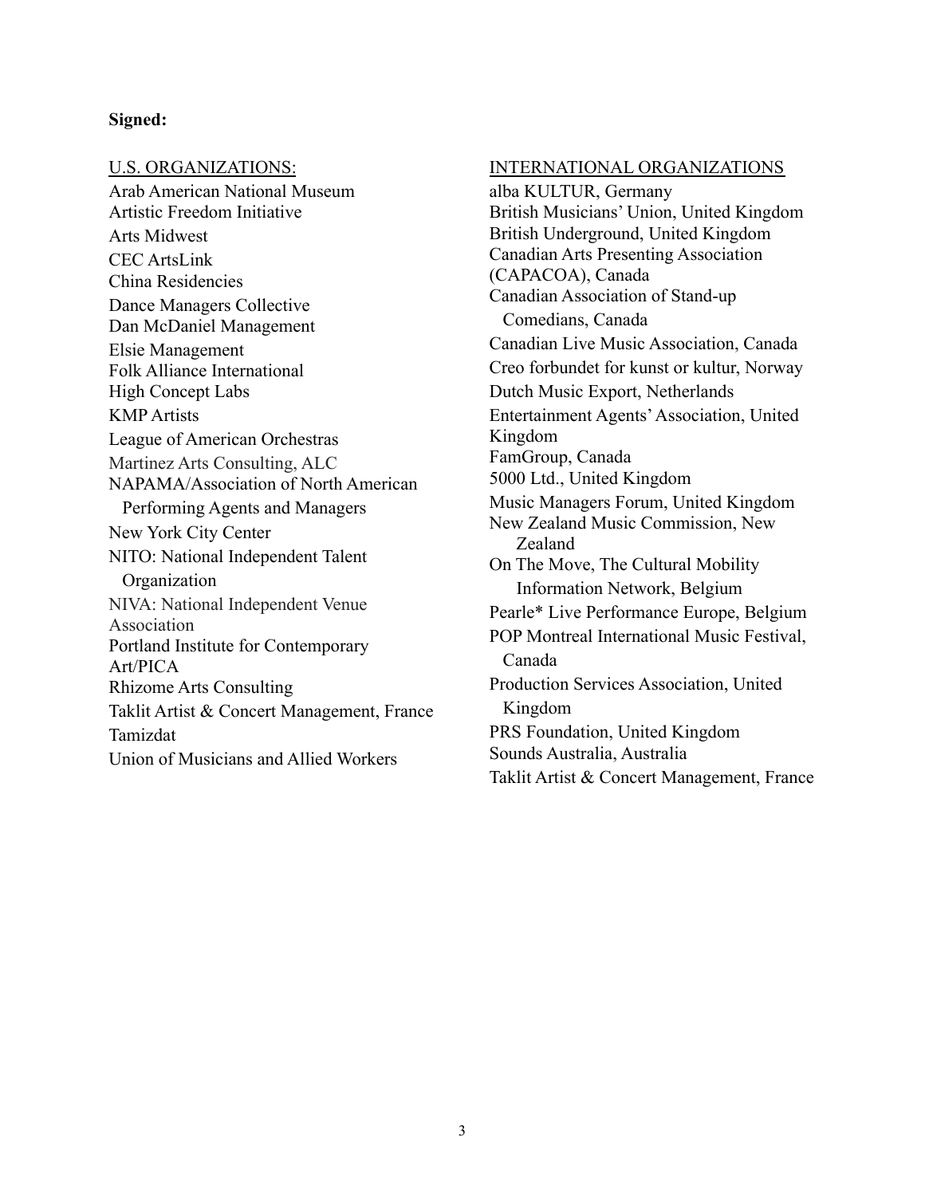**Signed:**

U.S. ORGANIZATIONS:

Arab American National Museum
Artistic Freedom Initiative
Arts Midwest
CEC ArtsLink
China Residencies
Dance Managers Collective
Dan McDaniel Management
Elsie Management
Folk Alliance International
High Concept Labs
KMP Artists
League of American Orchestras
Martinez Arts Consulting, ALC
NAPAMA/Association of North American Performing Agents and Managers
New York City Center
NITO: National Independent Talent Organization
NIVA: National Independent Venue Association
Portland Institute for Contemporary Art/PICA
Rhizome Arts Consulting
Taklit Artist & Concert Management, France
Tamizdat
Union of Musicians and Allied Workers

INTERNATIONAL ORGANIZATIONS

alba KULTUR, Germany
British Musicians' Union, United Kingdom
British Underground, United Kingdom
Canadian Arts Presenting Association (CAPACOA), Canada
Canadian Association of Stand-up Comedians, Canada
Canadian Live Music Association, Canada
Creo forbundet for kunst or kultur, Norway
Dutch Music Export, Netherlands
Entertainment Agents' Association, United Kingdom
FamGroup, Canada
5000 Ltd., United Kingdom
Music Managers Forum, United Kingdom
New Zealand Music Commission, New Zealand
On The Move, The Cultural Mobility Information Network, Belgium
Pearle* Live Performance Europe, Belgium
POP Montreal International Music Festival, Canada
Production Services Association, United Kingdom
PRS Foundation, United Kingdom
Sounds Australia, Australia
Taklit Artist & Concert Management, France